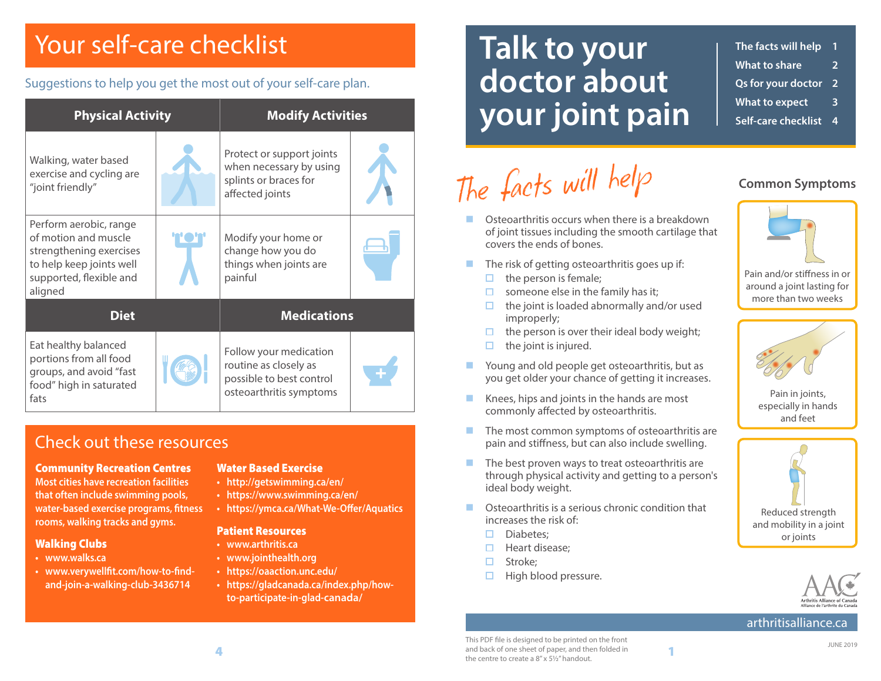# Your self-care checklist

Suggestions to help you get the most out of your self-care plan.

| Physical Activity | Modify Activities |
| --- | --- |
| Walking, water based exercise and cycling are "joint friendly" | Protect or support joints when necessary by using splints or braces for affected joints |
| Perform aerobic, range of motion and muscle strengthening exercises to help keep joints well supported, flexible and aligned | Modify your home or change how you do things when joints are painful |

| Diet | Medications |
| --- | --- |
| Eat healthy balanced portions from all food groups, and avoid "fast food" high in saturated fats | Follow your medication routine as closely as possible to best control osteoarthritis symptoms |

## Check out these resources

**Community Recreation Centres**
Most cities have recreation facilities that often include swimming pools, water-based exercise programs, fitness rooms, walking tracks and gyms.

**Walking Clubs**

- www.walks.ca
- www.verywellfit.com/how-to-find-and-join-a-walking-club-3436714

**Water Based Exercise**

- http://getswimming.ca/en/
- https://www.swimming.ca/en/
- https://ymca.ca/What-We-Offer/Aquatics

**Patient Resources**

- www.arthritis.ca
- www.jointhealth.org
- https://oaaction.unc.edu/
- https://gladcanada.ca/index.php/how-to-participate-in-glad-canada/

# Talk to your doctor about your joint pain

- The facts will help 1
- What to share 2
- Qs for your doctor 2
- What to expect 3
- Self-care checklist 4

## The facts will help

- Osteoarthritis occurs when there is a breakdown of joint tissues including the smooth cartilage that covers the ends of bones.
- The risk of getting osteoarthritis goes up if:
  - the person is female;
  - someone else in the family has it;
  - the joint is loaded abnormally and/or used improperly;
  - the person is over their ideal body weight;
  - the joint is injured.
- Young and old people get osteoarthritis, but as you get older your chance of getting it increases.
- Knees, hips and joints in the hands are most commonly affected by osteoarthritis.
- The most common symptoms of osteoarthritis are pain and stiffness, but can also include swelling.
- The best proven ways to treat osteoarthritis are through physical activity and getting to a person's ideal body weight.
- Osteoarthritis is a serious chronic condition that increases the risk of:
  - Diabetes;
  - Heart disease;
  - Stroke;
  - High blood pressure.

### Common Symptoms

Pain and/or stiffness in or around a joint lasting for more than two weeks

Pain in joints, especially in hands and feet

Reduced strength and mobility in a joint or joints

Arthritis Alliance of Canada / Alliance de l'arthrite du Canada

arthritisalliance.ca

This PDF file is designed to be printed on the front and back of one sheet of paper, and then folded in the centre to create a 8" x 5½" handout.

JUNE 2019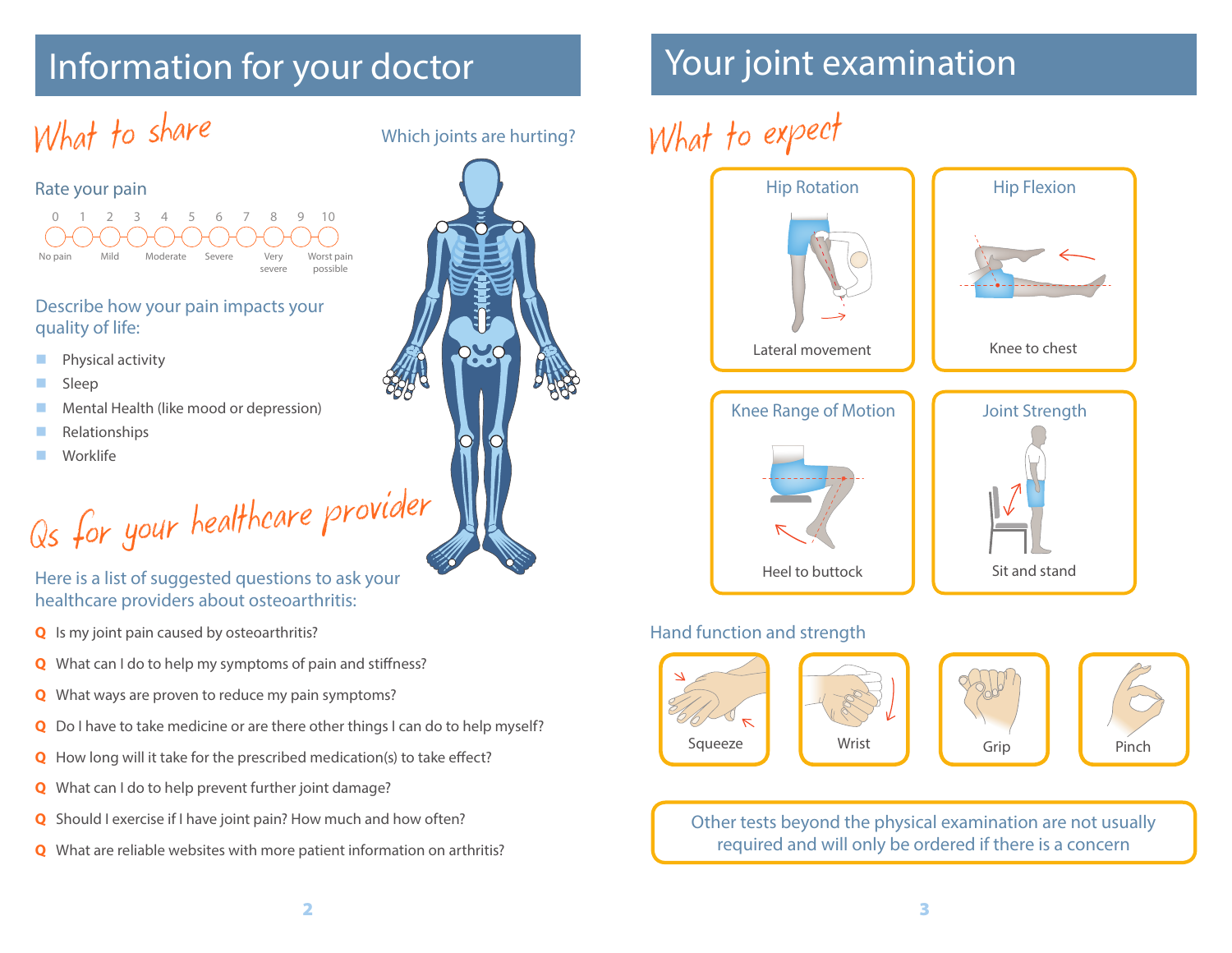# Information for your doctor

## What to share

### Rate your pain

0 1 2 3 4 5 6 7 8 9 10

No pain | Mild | Moderate | Severe | Very severe | Worst pain possible

### Which joints are hurting?

### Describe how your pain impacts your quality of life:

- Physical activity
- Sleep
- Mental Health (like mood or depression)
- Relationships
- Worklife

## Qs for your healthcare provider

Here is a list of suggested questions to ask your healthcare providers about osteoarthritis:

**Q** Is my joint pain caused by osteoarthritis?

**Q** What can I do to help my symptoms of pain and stiffness?

**Q** What ways are proven to reduce my pain symptoms?

**Q** Do I have to take medicine or are there other things I can do to help myself?

**Q** How long will it take for the prescribed medication(s) to take effect?

**Q** What can I do to help prevent further joint damage?

**Q** Should I exercise if I have joint pain? How much and how often?

**Q** What are reliable websites with more patient information on arthritis?

# Your joint examination

## What to expect

**Hip Rotation**
Lateral movement

**Hip Flexion**
Knee to chest

**Knee Range of Motion**
Heel to buttock

**Joint Strength**
Sit and stand

### Hand function and strength

Squeeze

Wrist

Grip

Pinch

Other tests beyond the physical examination are not usually required and will only be ordered if there is a concern